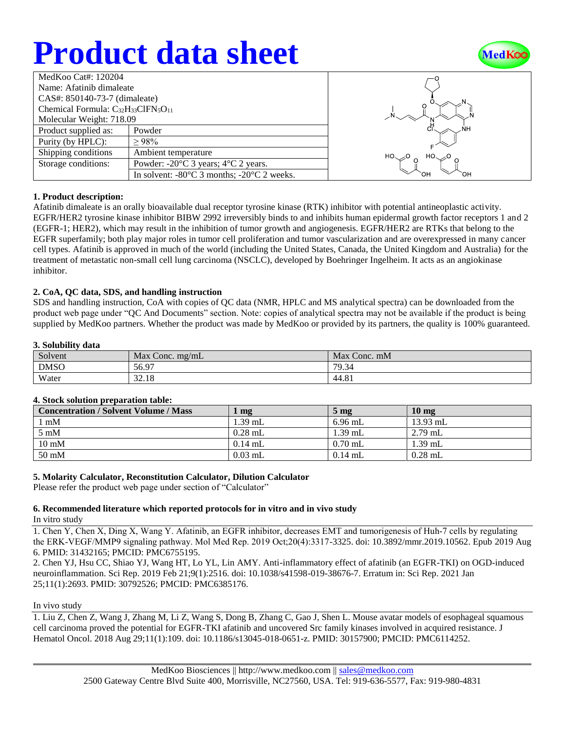# Product data sheet

| MedKoo Cat#: 120204 | |
|---|---|
| Name: Afatinib dimaleate | |
| CAS#: 850140-73-7 (dimaleate) | |
| Chemical Formula: $C_{32}H_{33}ClFN_5O_{11}$ | |
| Molecular Weight: 718.09 | |
| Product supplied as: | Powder |
| Purity (by HPLC): | ≥ 98% |
| Shipping conditions | Ambient temperature |
| Storage conditions: | Powder: -20°C 3 years; 4°C 2 years. |
| | In solvent: -80°C 3 months; -20°C 2 weeks. |

### 1. Product description:

Afatinib dimaleate is an orally bioavailable dual receptor tyrosine kinase (RTK) inhibitor with potential antineoplastic activity. EGFR/HER2 tyrosine kinase inhibitor BIBW 2992 irreversibly binds to and inhibits human epidermal growth factor receptors 1 and 2 (EGFR-1; HER2), which may result in the inhibition of tumor growth and angiogenesis. EGFR/HER2 are RTKs that belong to the EGFR superfamily; both play major roles in tumor cell proliferation and tumor vascularization and are overexpressed in many cancer cell types. Afatinib is approved in much of the world (including the United States, Canada, the United Kingdom and Australia) for the treatment of metastatic non-small cell lung carcinoma (NSCLC), developed by Boehringer Ingelheim. It acts as an angiokinase inhibitor.

### 2. CoA, QC data, SDS, and handling instruction

SDS and handling instruction, CoA with copies of QC data (NMR, HPLC and MS analytical spectra) can be downloaded from the product web page under "QC And Documents" section. Note: copies of analytical spectra may not be available if the product is being supplied by MedKoo partners. Whether the product was made by MedKoo or provided by its partners, the quality is 100% guaranteed.

### 3. Solubility data

| Solvent | Max Conc. mg/mL | Max Conc. mM |
|---|---|---|
| DMSO | 56.97 | 79.34 |
| Water | 32.18 | 44.81 |

### 4. Stock solution preparation table:

| Concentration / Solvent Volume / Mass | 1 mg | 5 mg | 10 mg |
|---|---|---|---|
| 1 mM | 1.39 mL | 6.96 mL | 13.93 mL |
| 5 mM | 0.28 mL | 1.39 mL | 2.79 mL |
| 10 mM | 0.14 mL | 0.70 mL | 1.39 mL |
| 50 mM | 0.03 mL | 0.14 mL | 0.28 mL |

### 5. Molarity Calculator, Reconstitution Calculator, Dilution Calculator

Please refer the product web page under section of "Calculator"

### 6. Recommended literature which reported protocols for in vitro and in vivo study

In vitro study

1. Chen Y, Chen X, Ding X, Wang Y. Afatinib, an EGFR inhibitor, decreases EMT and tumorigenesis of Huh-7 cells by regulating the ERK-VEGF/MMP9 signaling pathway. Mol Med Rep. 2019 Oct;20(4):3317-3325. doi: 10.3892/mmr.2019.10562. Epub 2019 Aug 6. PMID: 31432165; PMCID: PMC6755195.
2. Chen YJ, Hsu CC, Shiao YJ, Wang HT, Lo YL, Lin AMY. Anti-inflammatory effect of afatinib (an EGFR-TKI) on OGD-induced neuroinflammation. Sci Rep. 2019 Feb 21;9(1):2516. doi: 10.1038/s41598-019-38676-7. Erratum in: Sci Rep. 2021 Jan 25;11(1):2693. PMID: 30792526; PMCID: PMC6385176.

In vivo study

1. Liu Z, Chen Z, Wang J, Zhang M, Li Z, Wang S, Dong B, Zhang C, Gao J, Shen L. Mouse avatar models of esophageal squamous cell carcinoma proved the potential for EGFR-TKI afatinib and uncovered Src family kinases involved in acquired resistance. J Hematol Oncol. 2018 Aug 29;11(1):109. doi: 10.1186/s13045-018-0651-z. PMID: 30157900; PMCID: PMC6114252.

MedKoo Biosciences || http://www.medkoo.com || sales@medkoo.com
2500 Gateway Centre Blvd Suite 400, Morrisville, NC27560, USA. Tel: 919-636-5577, Fax: 919-980-4831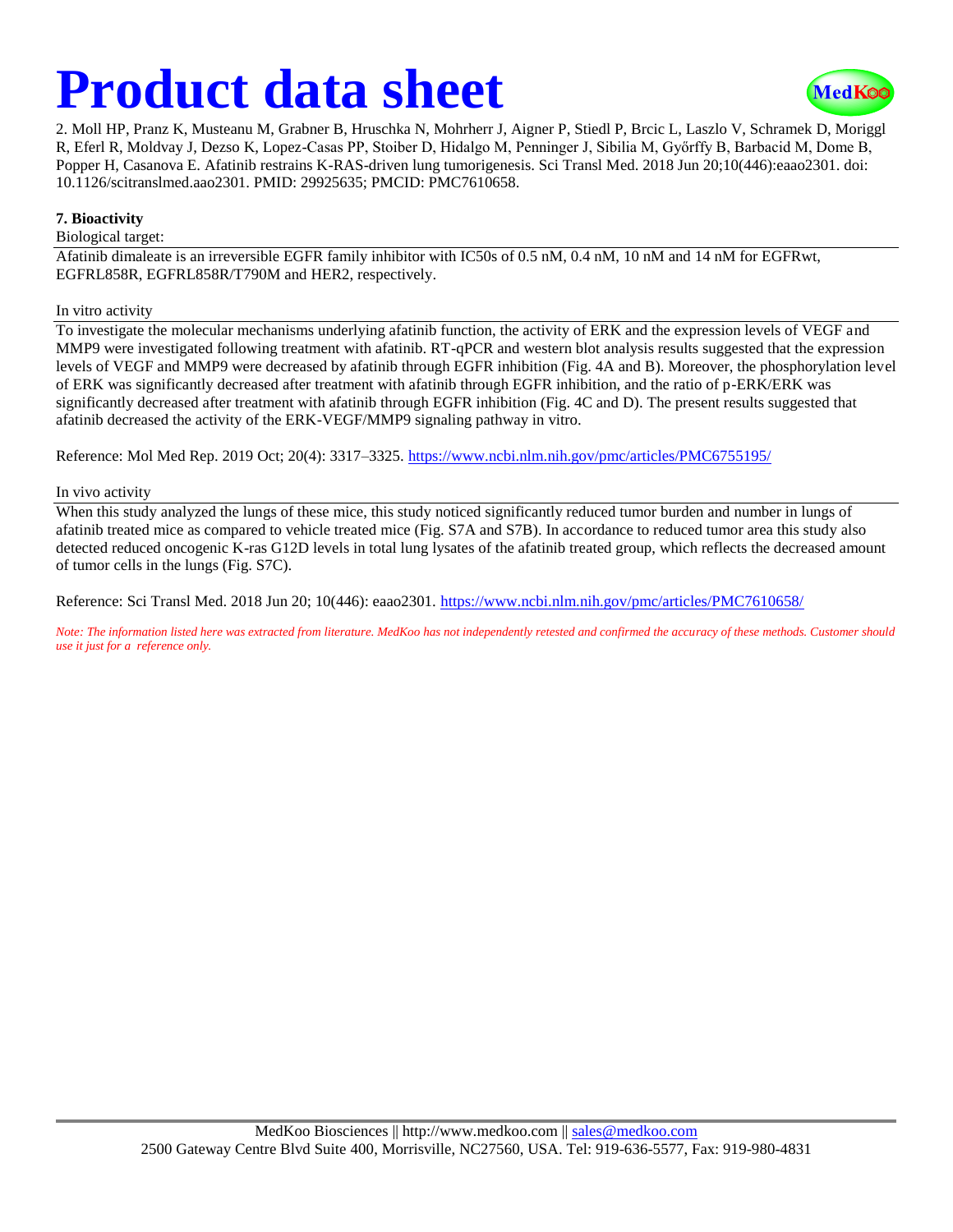# Product data sheet

2. Moll HP, Pranz K, Musteanu M, Grabner B, Hruschka N, Mohrherr J, Aigner P, Stiedl P, Brcic L, Laszlo V, Schramek D, Moriggl R, Eferl R, Moldvay J, Dezso K, Lopez-Casas PP, Stoiber D, Hidalgo M, Penninger J, Sibilia M, Győrffy B, Barbacid M, Dome B, Popper H, Casanova E. Afatinib restrains K-RAS-driven lung tumorigenesis. Sci Transl Med. 2018 Jun 20;10(446):eaao2301. doi: 10.1126/scitranslmed.aao2301. PMID: 29925635; PMCID: PMC7610658.

### 7. Bioactivity

Biological target:

Afatinib dimaleate is an irreversible EGFR family inhibitor with IC50s of 0.5 nM, 0.4 nM, 10 nM and 14 nM for EGFRwt, EGFRL858R, EGFRL858R/T790M and HER2, respectively.

In vitro activity

To investigate the molecular mechanisms underlying afatinib function, the activity of ERK and the expression levels of VEGF and MMP9 were investigated following treatment with afatinib. RT-qPCR and western blot analysis results suggested that the expression levels of VEGF and MMP9 were decreased by afatinib through EGFR inhibition (Fig. 4A and B). Moreover, the phosphorylation level of ERK was significantly decreased after treatment with afatinib through EGFR inhibition, and the ratio of p-ERK/ERK was significantly decreased after treatment with afatinib through EGFR inhibition (Fig. 4C and D). The present results suggested that afatinib decreased the activity of the ERK-VEGF/MMP9 signaling pathway in vitro.

Reference: Mol Med Rep. 2019 Oct; 20(4): 3317–3325. https://www.ncbi.nlm.nih.gov/pmc/articles/PMC6755195/

In vivo activity

When this study analyzed the lungs of these mice, this study noticed significantly reduced tumor burden and number in lungs of afatinib treated mice as compared to vehicle treated mice (Fig. S7A and S7B). In accordance to reduced tumor area this study also detected reduced oncogenic K-ras G12D levels in total lung lysates of the afatinib treated group, which reflects the decreased amount of tumor cells in the lungs (Fig. S7C).

Reference: Sci Transl Med. 2018 Jun 20; 10(446): eaao2301. https://www.ncbi.nlm.nih.gov/pmc/articles/PMC7610658/

*Note: The information listed here was extracted from literature. MedKoo has not independently retested and confirmed the accuracy of these methods. Customer should use it just for a reference only.*

MedKoo Biosciences || http://www.medkoo.com || sales@medkoo.com
2500 Gateway Centre Blvd Suite 400, Morrisville, NC27560, USA. Tel: 919-636-5577, Fax: 919-980-4831